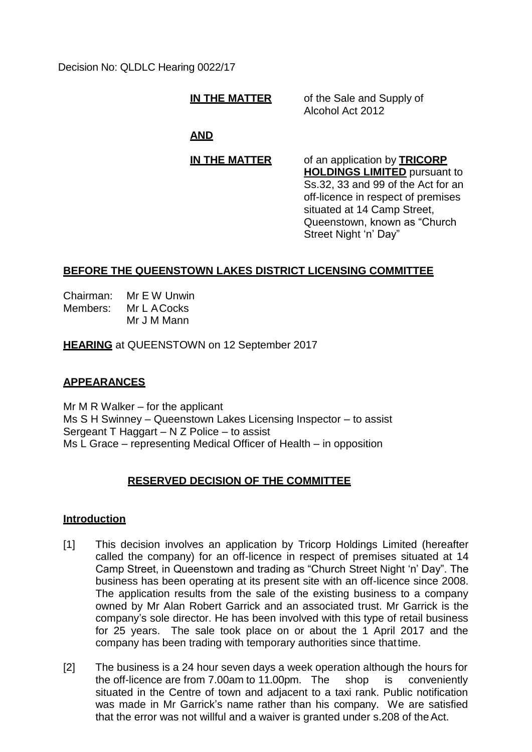Decision No: QLDLC Hearing 0022/17

**IN THE MATTER** of the Sale and Supply of Alcohol Act 2012

**AND**

**IN THE MATTER** of an application by **TRICORP HOLDINGS LIMITED** pursuant to Ss.32, 33 and 99 of the Act for an off-licence in respect of premises situated at 14 Camp Street, Queenstown, known as "Church Street Night 'n' Day"

**BEFORE THE QUEENSTOWN LAKES DISTRICT LICENSING COMMITTEE**

Chairman: Mr E W Unwin
Members: Mr L A Cocks
Mr J M Mann

**HEARING** at QUEENSTOWN on 12 September 2017

**APPEARANCES**

Mr M R Walker – for the applicant
Ms S H Swinney – Queenstown Lakes Licensing Inspector – to assist
Sergeant T Haggart – N Z Police – to assist
Ms L Grace – representing Medical Officer of Health – in opposition

**RESERVED DECISION OF THE COMMITTEE**

**Introduction**

[1] This decision involves an application by Tricorp Holdings Limited (hereafter called the company) for an off-licence in respect of premises situated at 14 Camp Street, in Queenstown and trading as "Church Street Night 'n' Day". The business has been operating at its present site with an off-licence since 2008. The application results from the sale of the existing business to a company owned by Mr Alan Robert Garrick and an associated trust. Mr Garrick is the company's sole director. He has been involved with this type of retail business for 25 years. The sale took place on or about the 1 April 2017 and the company has been trading with temporary authorities since that time.

[2] The business is a 24 hour seven days a week operation although the hours for the off-licence are from 7.00am to 11.00pm. The shop is conveniently situated in the Centre of town and adjacent to a taxi rank. Public notification was made in Mr Garrick's name rather than his company. We are satisfied that the error was not willful and a waiver is granted under s.208 of the Act.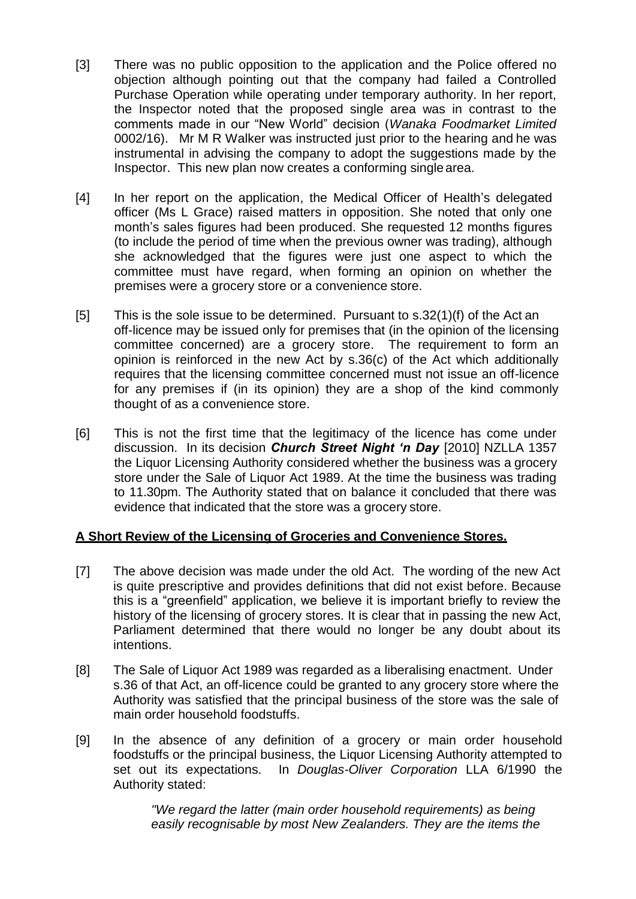[3] There was no public opposition to the application and the Police offered no objection although pointing out that the company had failed a Controlled Purchase Operation while operating under temporary authority. In her report, the Inspector noted that the proposed single area was in contrast to the comments made in our "New World" decision (*Wanaka Foodmarket Limited* 0002/16). Mr M R Walker was instructed just prior to the hearing and he was instrumental in advising the company to adopt the suggestions made by the Inspector. This new plan now creates a conforming single area.

[4] In her report on the application, the Medical Officer of Health's delegated officer (Ms L Grace) raised matters in opposition. She noted that only one month's sales figures had been produced. She requested 12 months figures (to include the period of time when the previous owner was trading), although she acknowledged that the figures were just one aspect to which the committee must have regard, when forming an opinion on whether the premises were a grocery store or a convenience store.

[5] This is the sole issue to be determined. Pursuant to s.32(1)(f) of the Act an off-licence may be issued only for premises that (in the opinion of the licensing committee concerned) are a grocery store. The requirement to form an opinion is reinforced in the new Act by s.36(c) of the Act which additionally requires that the licensing committee concerned must not issue an off-licence for any premises if (in its opinion) they are a shop of the kind commonly thought of as a convenience store.

[6] This is not the first time that the legitimacy of the licence has come under discussion. In its decision ***Church Street Night 'n Day*** [2010] NZLLA 1357 the Liquor Licensing Authority considered whether the business was a grocery store under the Sale of Liquor Act 1989. At the time the business was trading to 11.30pm. The Authority stated that on balance it concluded that there was evidence that indicated that the store was a grocery store.

**A Short Review of the Licensing of Groceries and Convenience Stores.**

[7] The above decision was made under the old Act. The wording of the new Act is quite prescriptive and provides definitions that did not exist before. Because this is a "greenfield" application, we believe it is important briefly to review the history of the licensing of grocery stores. It is clear that in passing the new Act, Parliament determined that there would no longer be any doubt about its intentions.

[8] The Sale of Liquor Act 1989 was regarded as a liberalising enactment. Under s.36 of that Act, an off-licence could be granted to any grocery store where the Authority was satisfied that the principal business of the store was the sale of main order household foodstuffs.

[9] In the absence of any definition of a grocery or main order household foodstuffs or the principal business, the Liquor Licensing Authority attempted to set out its expectations. In *Douglas-Oliver Corporation* LLA 6/1990 the Authority stated:

> *"We regard the latter (main order household requirements) as being easily recognisable by most New Zealanders. They are the items the*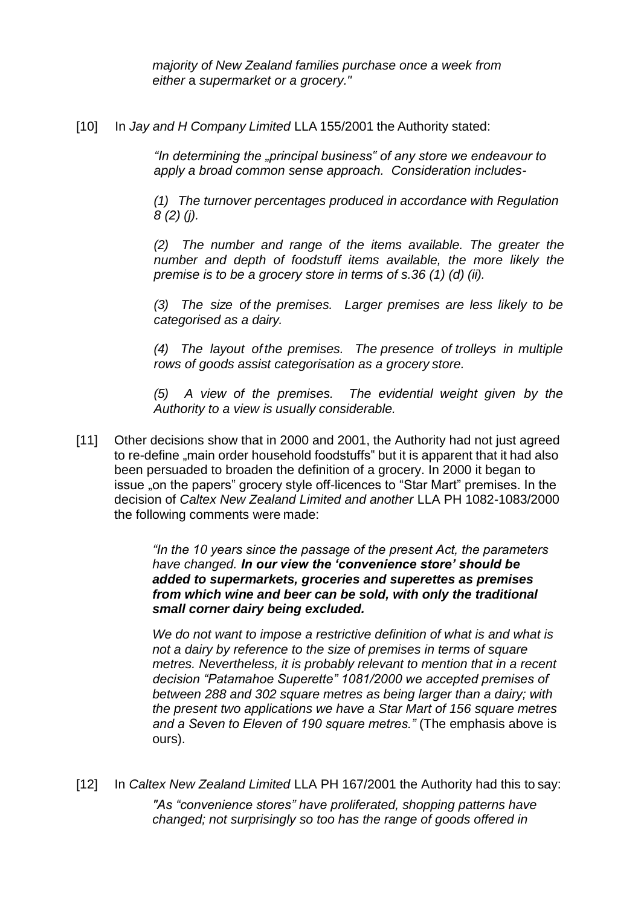*majority of New Zealand families purchase once a week from either* a *supermarket or a grocery."*

[10] In *Jay and H Company Limited* LLA 155/2001 the Authority stated:

> *"In determining the „principal business" of any store we endeavour to apply a broad common sense approach. Consideration includes-*
>
> *(1) The turnover percentages produced in accordance with Regulation 8 (2) (j).*
>
> *(2) The number and range of the items available. The greater the number and depth of foodstuff items available, the more likely the premise is to be a grocery store in terms of s.36 (1) (d) (ii).*
>
> *(3) The size of the premises. Larger premises are less likely to be categorised as a dairy.*
>
> *(4) The layout of the premises. The presence of trolleys in multiple rows of goods assist categorisation as a grocery store.*
>
> *(5) A view of the premises. The evidential weight given by the Authority to a view is usually considerable.*

[11] Other decisions show that in 2000 and 2001, the Authority had not just agreed to re-define „main order household foodstuffs" but it is apparent that it had also been persuaded to broaden the definition of a grocery. In 2000 it began to issue „on the papers" grocery style off-licences to "Star Mart" premises. In the decision of *Caltex New Zealand Limited and another* LLA PH 1082-1083/2000 the following comments were made:

> *"In the 10 years since the passage of the present Act, the parameters have changed.* ***In our view the 'convenience store' should be added to supermarkets, groceries and superettes as premises from which wine and beer can be sold, with only the traditional small corner dairy being excluded.***
>
> *We do not want to impose a restrictive definition of what is and what is not a dairy by reference to the size of premises in terms of square metres. Nevertheless, it is probably relevant to mention that in a recent decision "Patamahoe Superette" 1081/2000 we accepted premises of between 288 and 302 square metres as being larger than a dairy; with the present two applications we have a Star Mart of 156 square metres and a Seven to Eleven of 190 square metres."* (The emphasis above is ours).

[12] In *Caltex New Zealand Limited* LLA PH 167/2001 the Authority had this to say:

> *"As "convenience stores" have proliferated, shopping patterns have changed; not surprisingly so too has the range of goods offered in*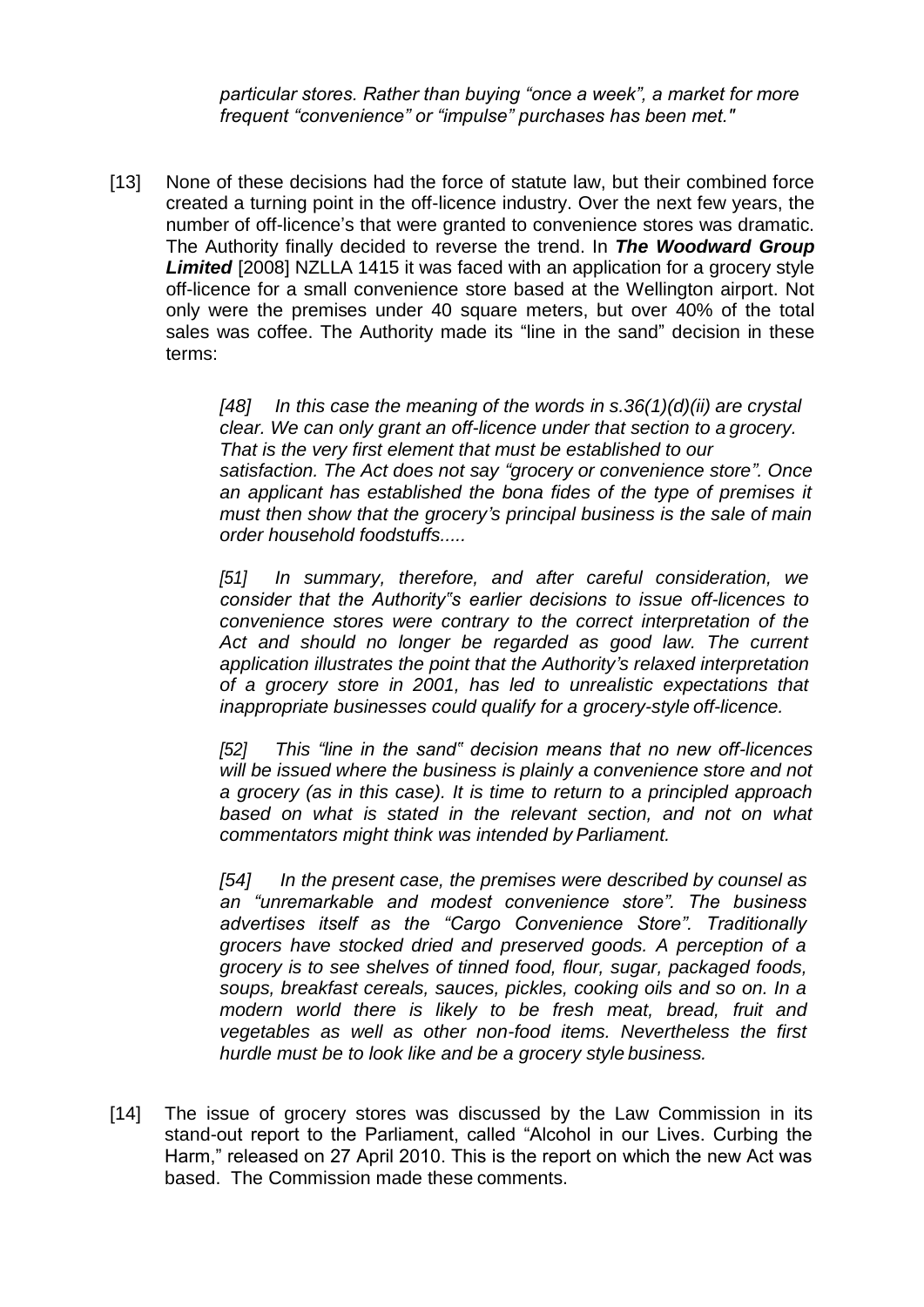*particular stores. Rather than buying "once a week", a market for more frequent "convenience" or "impulse" purchases has been met."*

[13] None of these decisions had the force of statute law, but their combined force created a turning point in the off-licence industry. Over the next few years, the number of off-licence's that were granted to convenience stores was dramatic. The Authority finally decided to reverse the trend. In ***The Woodward Group Limited*** [2008] NZLLA 1415 it was faced with an application for a grocery style off-licence for a small convenience store based at the Wellington airport. Not only were the premises under 40 square meters, but over 40% of the total sales was coffee. The Authority made its "line in the sand" decision in these terms:

> *[48] In this case the meaning of the words in s.36(1)(d)(ii) are crystal clear. We can only grant an off-licence under that section to a grocery. That is the very first element that must be established to our satisfaction. The Act does not say "grocery or convenience store". Once an applicant has established the bona fides of the type of premises it must then show that the grocery's principal business is the sale of main order household foodstuffs.....*
>
> *[51] In summary, therefore, and after careful consideration, we consider that the Authority"s earlier decisions to issue off-licences to convenience stores were contrary to the correct interpretation of the Act and should no longer be regarded as good law. The current application illustrates the point that the Authority's relaxed interpretation of a grocery store in 2001, has led to unrealistic expectations that inappropriate businesses could qualify for a grocery-style off-licence.*
>
> *[52] This "line in the sand" decision means that no new off-licences will be issued where the business is plainly a convenience store and not a grocery (as in this case). It is time to return to a principled approach based on what is stated in the relevant section, and not on what commentators might think was intended by Parliament.*
>
> *[54] In the present case, the premises were described by counsel as an "unremarkable and modest convenience store". The business advertises itself as the "Cargo Convenience Store". Traditionally grocers have stocked dried and preserved goods. A perception of a grocery is to see shelves of tinned food, flour, sugar, packaged foods, soups, breakfast cereals, sauces, pickles, cooking oils and so on. In a modern world there is likely to be fresh meat, bread, fruit and vegetables as well as other non-food items. Nevertheless the first hurdle must be to look like and be a grocery style business.*

[14] The issue of grocery stores was discussed by the Law Commission in its stand-out report to the Parliament, called "Alcohol in our Lives. Curbing the Harm," released on 27 April 2010. This is the report on which the new Act was based. The Commission made these comments.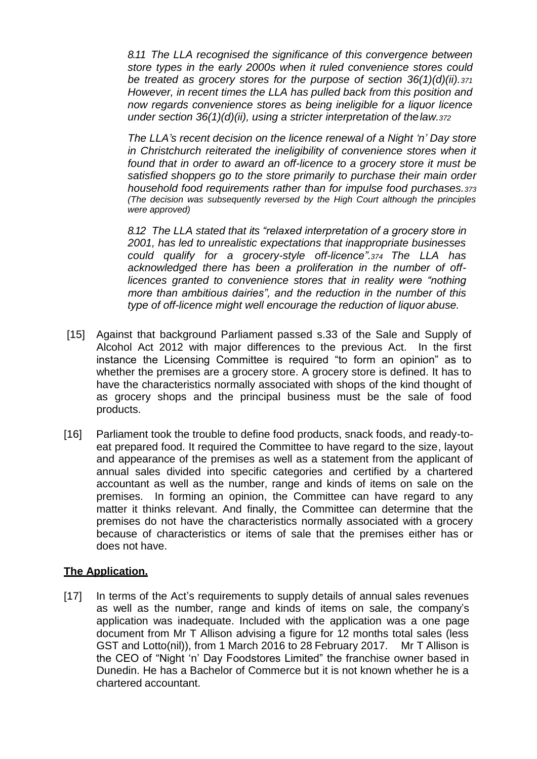*8.11 The LLA recognised the significance of this convergence between store types in the early 2000s when it ruled convenience stores could be treated as grocery stores for the purpose of section 36(1)(d)(ii).[371] However, in recent times the LLA has pulled back from this position and now regards convenience stores as being ineligible for a liquor licence under section 36(1)(d)(ii), using a stricter interpretation of the law.[372]*

*The LLA's recent decision on the licence renewal of a Night 'n' Day store in Christchurch reiterated the ineligibility of convenience stores when it found that in order to award an off-licence to a grocery store it must be satisfied shoppers go to the store primarily to purchase their main order household food requirements rather than for impulse food purchases.[373] (The decision was subsequently reversed by the High Court although the principles were approved)*

*8.12 The LLA stated that its "relaxed interpretation of a grocery store in 2001, has led to unrealistic expectations that inappropriate businesses could qualify for a grocery-style off-licence".[374] The LLA has acknowledged there has been a proliferation in the number of off-licences granted to convenience stores that in reality were "nothing more than ambitious dairies", and the reduction in the number of this type of off-licence might well encourage the reduction of liquor abuse.*

[15] Against that background Parliament passed s.33 of the Sale and Supply of Alcohol Act 2012 with major differences to the previous Act. In the first instance the Licensing Committee is required "to form an opinion" as to whether the premises are a grocery store. A grocery store is defined. It has to have the characteristics normally associated with shops of the kind thought of as grocery shops and the principal business must be the sale of food products.

[16] Parliament took the trouble to define food products, snack foods, and ready-to-eat prepared food. It required the Committee to have regard to the size, layout and appearance of the premises as well as a statement from the applicant of annual sales divided into specific categories and certified by a chartered accountant as well as the number, range and kinds of items on sale on the premises. In forming an opinion, the Committee can have regard to any matter it thinks relevant. And finally, the Committee can determine that the premises do not have the characteristics normally associated with a grocery because of characteristics or items of sale that the premises either has or does not have.

## **The Application.**

[17] In terms of the Act's requirements to supply details of annual sales revenues as well as the number, range and kinds of items on sale, the company's application was inadequate. Included with the application was a one page document from Mr T Allison advising a figure for 12 months total sales (less GST and Lotto(nil)), from 1 March 2016 to 28 February 2017. Mr T Allison is the CEO of "Night 'n' Day Foodstores Limited" the franchise owner based in Dunedin. He has a Bachelor of Commerce but it is not known whether he is a chartered accountant.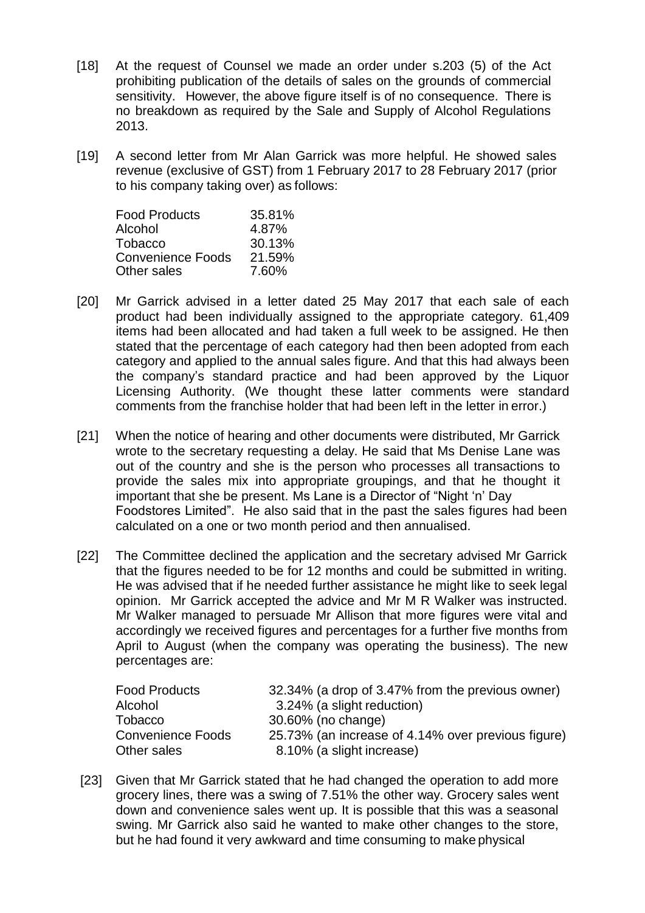[18] At the request of Counsel we made an order under s.203 (5) of the Act prohibiting publication of the details of sales on the grounds of commercial sensitivity. However, the above figure itself is of no consequence. There is no breakdown as required by the Sale and Supply of Alcohol Regulations 2013.

[19] A second letter from Mr Alan Garrick was more helpful. He showed sales revenue (exclusive of GST) from 1 February 2017 to 28 February 2017 (prior to his company taking over) as follows:

| | |
|---|---|
| Food Products | 35.81% |
| Alcohol | 4.87% |
| Tobacco | 30.13% |
| Convenience Foods | 21.59% |
| Other sales | 7.60% |

[20] Mr Garrick advised in a letter dated 25 May 2017 that each sale of each product had been individually assigned to the appropriate category. 61,409 items had been allocated and had taken a full week to be assigned. He then stated that the percentage of each category had then been adopted from each category and applied to the annual sales figure. And that this had always been the company's standard practice and had been approved by the Liquor Licensing Authority. (We thought these latter comments were standard comments from the franchise holder that had been left in the letter in error.)

[21] When the notice of hearing and other documents were distributed, Mr Garrick wrote to the secretary requesting a delay. He said that Ms Denise Lane was out of the country and she is the person who processes all transactions to provide the sales mix into appropriate groupings, and that he thought it important that she be present. Ms Lane is a Director of "Night 'n' Day Foodstores Limited". He also said that in the past the sales figures had been calculated on a one or two month period and then annualised.

[22] The Committee declined the application and the secretary advised Mr Garrick that the figures needed to be for 12 months and could be submitted in writing. He was advised that if he needed further assistance he might like to seek legal opinion. Mr Garrick accepted the advice and Mr M R Walker was instructed. Mr Walker managed to persuade Mr Allison that more figures were vital and accordingly we received figures and percentages for a further five months from April to August (when the company was operating the business). The new percentages are:

| | |
|---|---|
| Food Products | 32.34% (a drop of 3.47% from the previous owner) |
| Alcohol | 3.24% (a slight reduction) |
| Tobacco | 30.60% (no change) |
| Convenience Foods | 25.73% (an increase of 4.14% over previous figure) |
| Other sales | 8.10% (a slight increase) |

[23] Given that Mr Garrick stated that he had changed the operation to add more grocery lines, there was a swing of 7.51% the other way. Grocery sales went down and convenience sales went up. It is possible that this was a seasonal swing. Mr Garrick also said he wanted to make other changes to the store, but he had found it very awkward and time consuming to make physical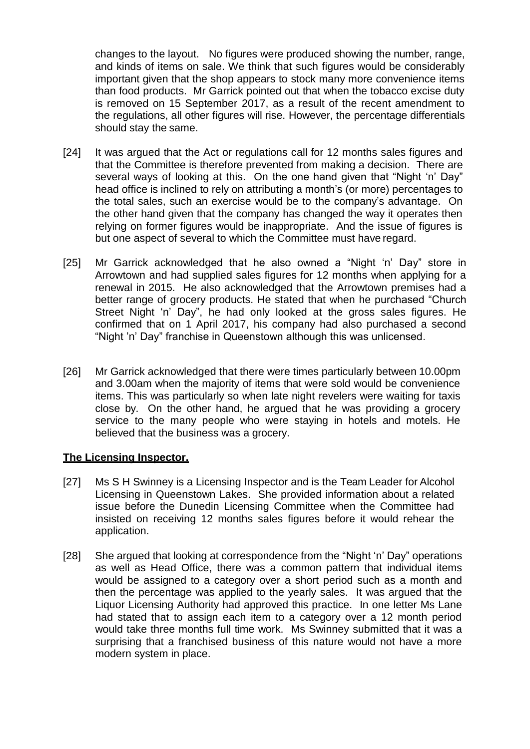changes to the layout. No figures were produced showing the number, range, and kinds of items on sale. We think that such figures would be considerably important given that the shop appears to stock many more convenience items than food products. Mr Garrick pointed out that when the tobacco excise duty is removed on 15 September 2017, as a result of the recent amendment to the regulations, all other figures will rise. However, the percentage differentials should stay the same.

[24] It was argued that the Act or regulations call for 12 months sales figures and that the Committee is therefore prevented from making a decision. There are several ways of looking at this. On the one hand given that "Night 'n' Day" head office is inclined to rely on attributing a month's (or more) percentages to the total sales, such an exercise would be to the company's advantage. On the other hand given that the company has changed the way it operates then relying on former figures would be inappropriate. And the issue of figures is but one aspect of several to which the Committee must have regard.

[25] Mr Garrick acknowledged that he also owned a "Night 'n' Day" store in Arrowtown and had supplied sales figures for 12 months when applying for a renewal in 2015. He also acknowledged that the Arrowtown premises had a better range of grocery products. He stated that when he purchased "Church Street Night 'n' Day", he had only looked at the gross sales figures. He confirmed that on 1 April 2017, his company had also purchased a second "Night 'n' Day" franchise in Queenstown although this was unlicensed.

[26] Mr Garrick acknowledged that there were times particularly between 10.00pm and 3.00am when the majority of items that were sold would be convenience items. This was particularly so when late night revelers were waiting for taxis close by. On the other hand, he argued that he was providing a grocery service to the many people who were staying in hotels and motels. He believed that the business was a grocery.

## **The Licensing Inspector.**

[27] Ms S H Swinney is a Licensing Inspector and is the Team Leader for Alcohol Licensing in Queenstown Lakes. She provided information about a related issue before the Dunedin Licensing Committee when the Committee had insisted on receiving 12 months sales figures before it would rehear the application.

[28] She argued that looking at correspondence from the "Night 'n' Day" operations as well as Head Office, there was a common pattern that individual items would be assigned to a category over a short period such as a month and then the percentage was applied to the yearly sales. It was argued that the Liquor Licensing Authority had approved this practice. In one letter Ms Lane had stated that to assign each item to a category over a 12 month period would take three months full time work. Ms Swinney submitted that it was a surprising that a franchised business of this nature would not have a more modern system in place.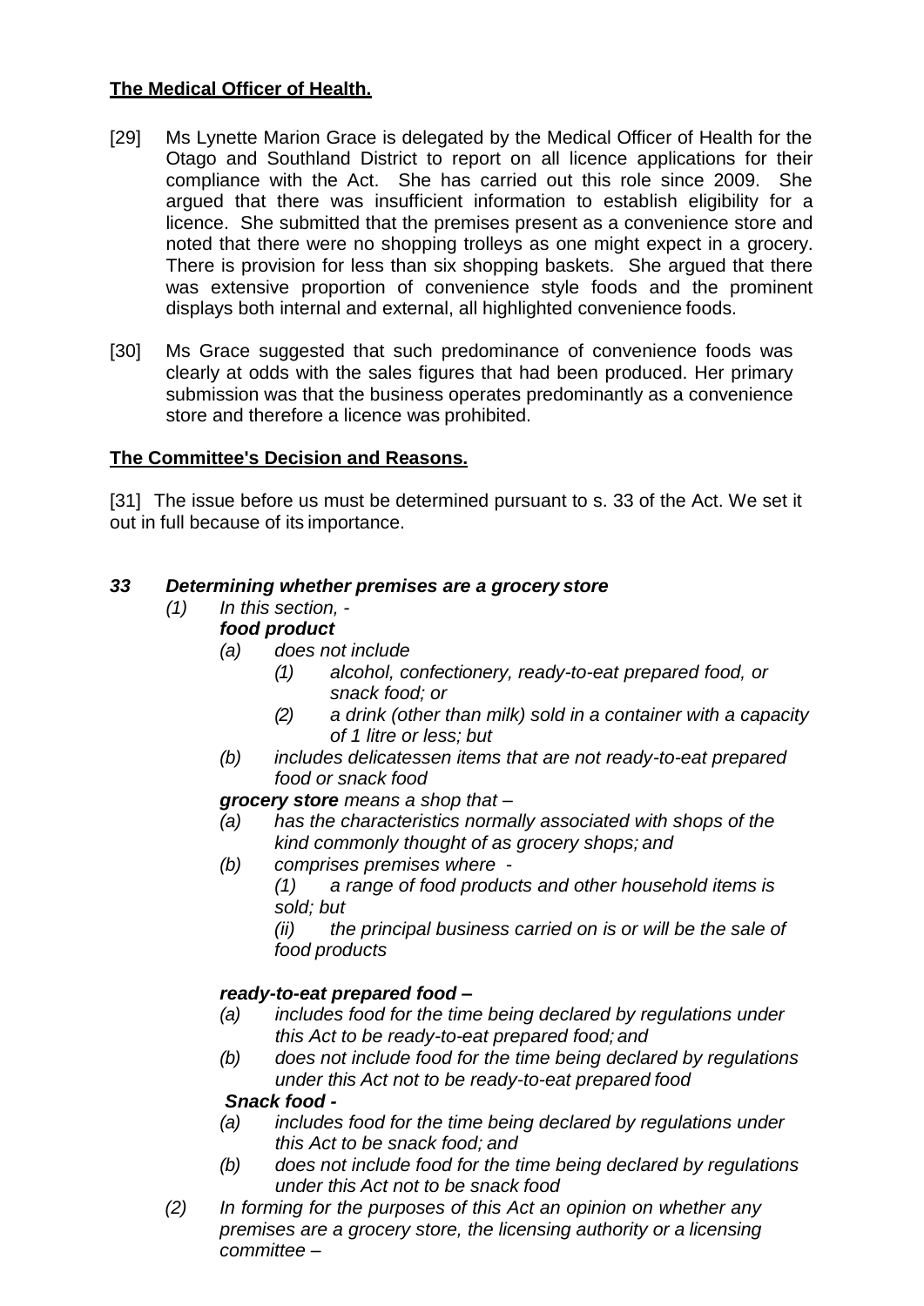**The Medical Officer of Health.**

[29] Ms Lynette Marion Grace is delegated by the Medical Officer of Health for the Otago and Southland District to report on all licence applications for their compliance with the Act. She has carried out this role since 2009. She argued that there was insufficient information to establish eligibility for a licence. She submitted that the premises present as a convenience store and noted that there were no shopping trolleys as one might expect in a grocery. There is provision for less than six shopping baskets. She argued that there was extensive proportion of convenience style foods and the prominent displays both internal and external, all highlighted convenience foods.

[30] Ms Grace suggested that such predominance of convenience foods was clearly at odds with the sales figures that had been produced. Her primary submission was that the business operates predominantly as a convenience store and therefore a licence was prohibited.

**The Committee's Decision and Reasons.**

[31] The issue before us must be determined pursuant to s. 33 of the Act. We set it out in full because of its importance.

***33 Determining whether premises are a grocery store***

*(1) In this section, -*

***food product***

*(a) does not include*

*(1) alcohol, confectionery, ready-to-eat prepared food, or snack food; or*

*(2) a drink (other than milk) sold in a container with a capacity of 1 litre or less; but*

*(b) includes delicatessen items that are not ready-to-eat prepared food or snack food*

***grocery store*** *means a shop that –*

*(a) has the characteristics normally associated with shops of the kind commonly thought of as grocery shops; and*

*(b) comprises premises where -*

*(1) a range of food products and other household items is sold; but*

*(ii) the principal business carried on is or will be the sale of food products*

***ready-to-eat prepared food –***

*(a) includes food for the time being declared by regulations under this Act to be ready-to-eat prepared food; and*

*(b) does not include food for the time being declared by regulations under this Act not to be ready-to-eat prepared food*

***Snack food -***

*(a) includes food for the time being declared by regulations under this Act to be snack food; and*

*(b) does not include food for the time being declared by regulations under this Act not to be snack food*

*(2) In forming for the purposes of this Act an opinion on whether any premises are a grocery store, the licensing authority or a licensing committee –*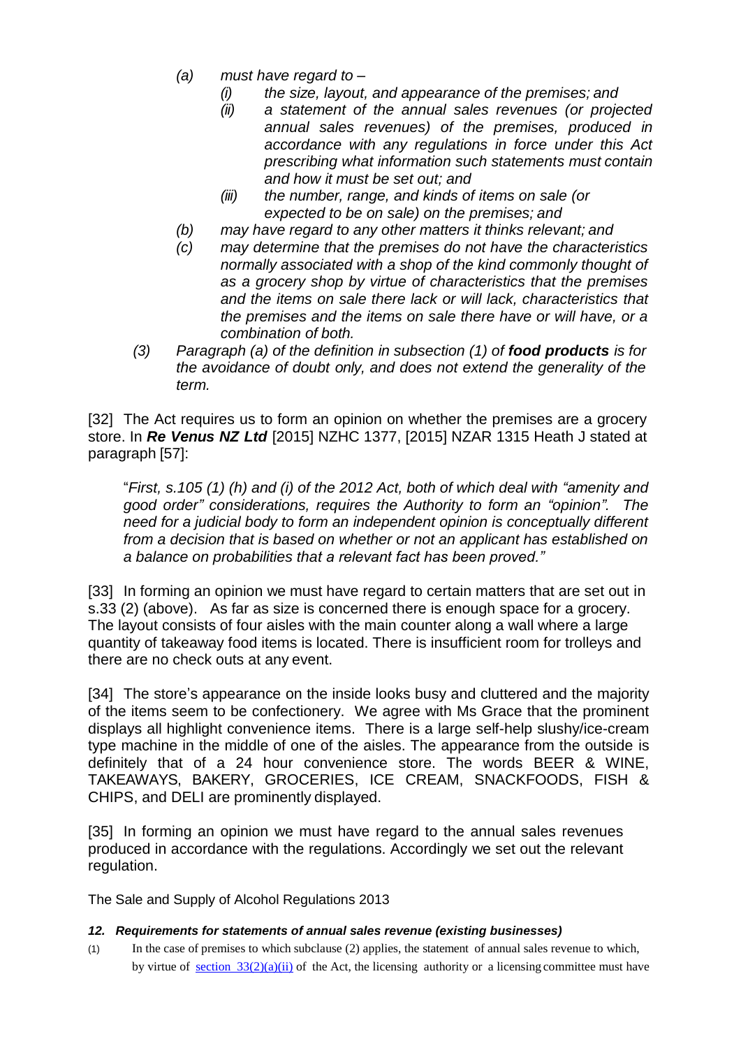- *(a)* *must have regard to –*
  - *(i)* *the size, layout, and appearance of the premises; and*
  - *(ii)* *a statement of the annual sales revenues (or projected annual sales revenues) of the premises, produced in accordance with any regulations in force under this Act prescribing what information such statements must contain and how it must be set out; and*
  - *(iii)* *the number, range, and kinds of items on sale (or expected to be on sale) on the premises; and*
- *(b)* *may have regard to any other matters it thinks relevant; and*
- *(c)* *may determine that the premises do not have the characteristics normally associated with a shop of the kind commonly thought of as a grocery shop by virtue of characteristics that the premises and the items on sale there lack or will lack, characteristics that the premises and the items on sale there have or will have, or a combination of both.*

*(3)* *Paragraph (a) of the definition in subsection (1) of* ***food products*** *is for the avoidance of doubt only, and does not extend the generality of the term.*

[32] The Act requires us to form an opinion on whether the premises are a grocery store. In ***Re Venus NZ Ltd*** [2015] NZHC 1377, [2015] NZAR 1315 Heath J stated at paragraph [57]:

> "*First, s.105 (1) (h) and (i) of the 2012 Act, both of which deal with "amenity and good order" considerations, requires the Authority to form an "opinion". The need for a judicial body to form an independent opinion is conceptually different from a decision that is based on whether or not an applicant has established on a balance on probabilities that a relevant fact has been proved."*

[33] In forming an opinion we must have regard to certain matters that are set out in s.33 (2) (above). As far as size is concerned there is enough space for a grocery. The layout consists of four aisles with the main counter along a wall where a large quantity of takeaway food items is located. There is insufficient room for trolleys and there are no check outs at any event.

[34] The store's appearance on the inside looks busy and cluttered and the majority of the items seem to be confectionery. We agree with Ms Grace that the prominent displays all highlight convenience items. There is a large self-help slushy/ice-cream type machine in the middle of one of the aisles. The appearance from the outside is definitely that of a 24 hour convenience store. The words BEER & WINE, TAKEAWAYS, BAKERY, GROCERIES, ICE CREAM, SNACKFOODS, FISH & CHIPS, and DELI are prominently displayed.

[35] In forming an opinion we must have regard to the annual sales revenues produced in accordance with the regulations. Accordingly we set out the relevant regulation.

The Sale and Supply of Alcohol Regulations 2013

***12. Requirements for statements of annual sales revenue (existing businesses)***

(1) In the case of premises to which subclause (2) applies, the statement of annual sales revenue to which, by virtue of section 33(2)(a)(ii) of the Act, the licensing authority or a licensing committee must have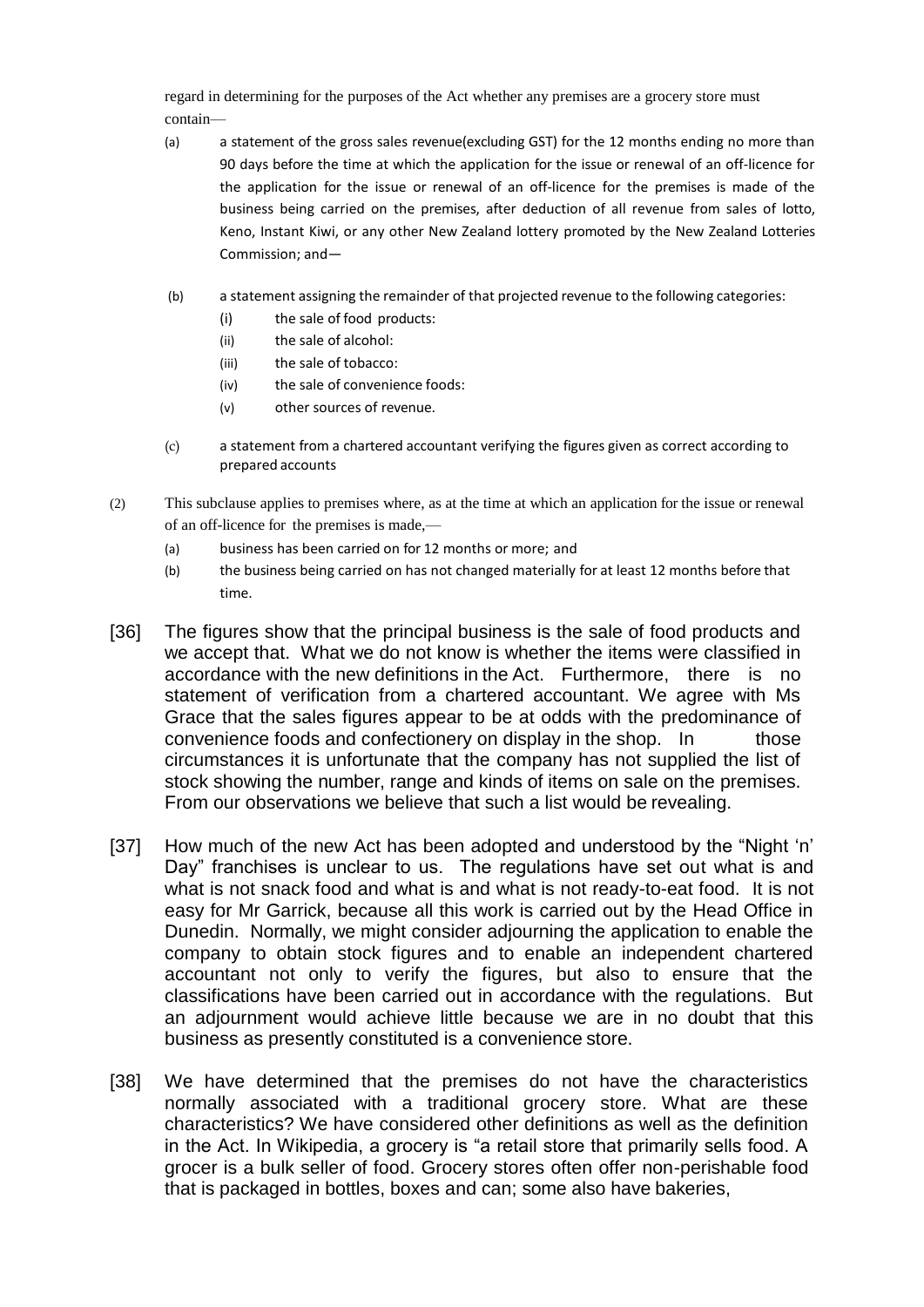regard in determining for the purposes of the Act whether any premises are a grocery store must contain—

(a) a statement of the gross sales revenue(excluding GST) for the 12 months ending no more than 90 days before the time at which the application for the issue or renewal of an off-licence for the application for the issue or renewal of an off-licence for the premises is made of the business being carried on the premises, after deduction of all revenue from sales of lotto, Keno, Instant Kiwi, or any other New Zealand lottery promoted by the New Zealand Lotteries Commission; and—

(b) a statement assigning the remainder of that projected revenue to the following categories:
   (i) the sale of food products:
   (ii) the sale of alcohol:
   (iii) the sale of tobacco:
   (iv) the sale of convenience foods:
   (v) other sources of revenue.

(c) a statement from a chartered accountant verifying the figures given as correct according to prepared accounts

(2) This subclause applies to premises where, as at the time at which an application for the issue or renewal of an off-licence for the premises is made,—
   (a) business has been carried on for 12 months or more; and
   (b) the business being carried on has not changed materially for at least 12 months before that time.

[36] The figures show that the principal business is the sale of food products and we accept that. What we do not know is whether the items were classified in accordance with the new definitions in the Act. Furthermore, there is no statement of verification from a chartered accountant. We agree with Ms Grace that the sales figures appear to be at odds with the predominance of convenience foods and confectionery on display in the shop. In those circumstances it is unfortunate that the company has not supplied the list of stock showing the number, range and kinds of items on sale on the premises. From our observations we believe that such a list would be revealing.

[37] How much of the new Act has been adopted and understood by the "Night 'n' Day" franchises is unclear to us. The regulations have set out what is and what is not snack food and what is and what is not ready-to-eat food. It is not easy for Mr Garrick, because all this work is carried out by the Head Office in Dunedin. Normally, we might consider adjourning the application to enable the company to obtain stock figures and to enable an independent chartered accountant not only to verify the figures, but also to ensure that the classifications have been carried out in accordance with the regulations. But an adjournment would achieve little because we are in no doubt that this business as presently constituted is a convenience store.

[38] We have determined that the premises do not have the characteristics normally associated with a traditional grocery store. What are these characteristics? We have considered other definitions as well as the definition in the Act. In Wikipedia, a grocery is "a retail store that primarily sells food. A grocer is a bulk seller of food. Grocery stores often offer non-perishable food that is packaged in bottles, boxes and can; some also have bakeries,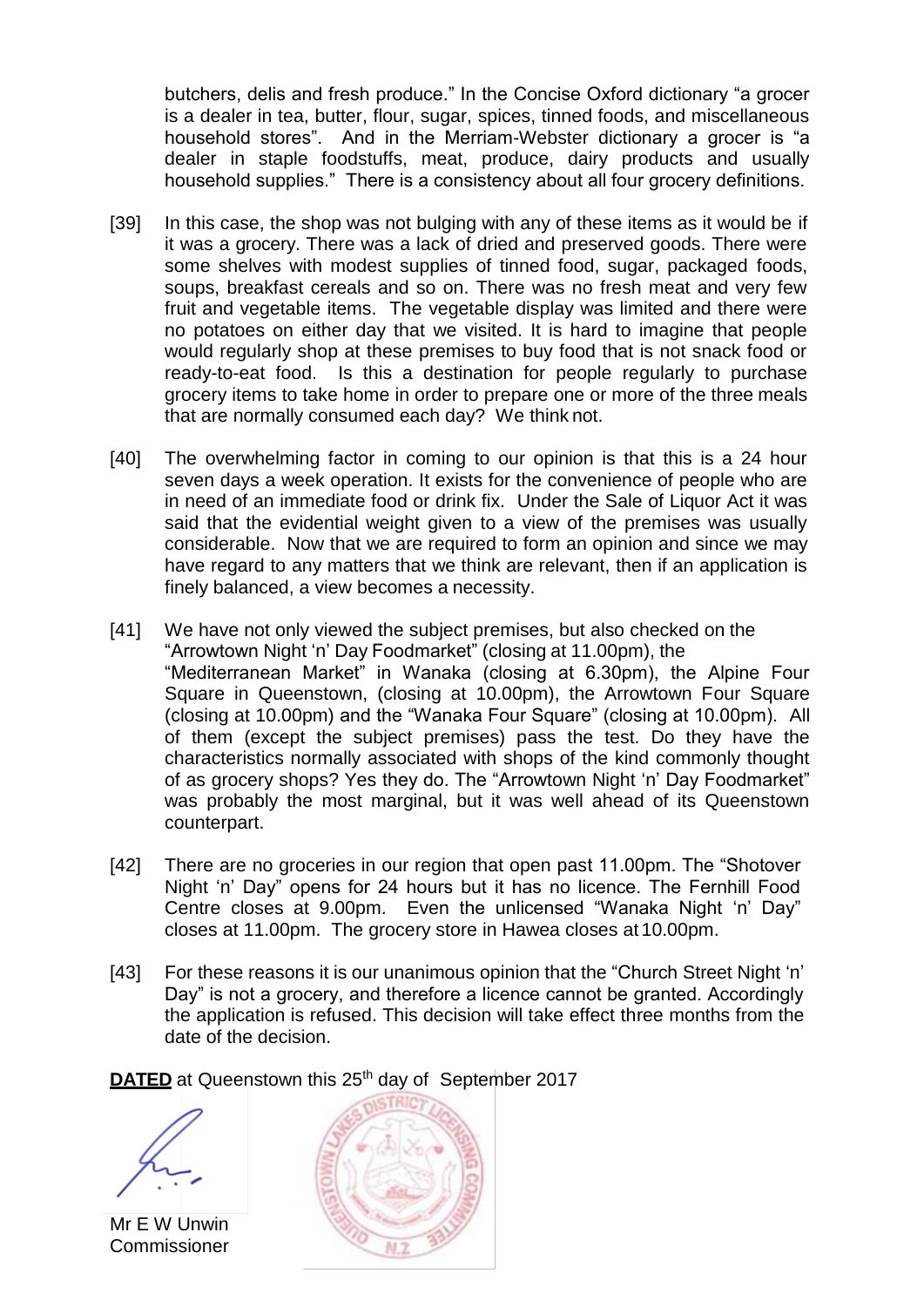butchers, delis and fresh produce." In the Concise Oxford dictionary "a grocer is a dealer in tea, butter, flour, sugar, spices, tinned foods, and miscellaneous household stores". And in the Merriam-Webster dictionary a grocer is "a dealer in staple foodstuffs, meat, produce, dairy products and usually household supplies." There is a consistency about all four grocery definitions.

[39] In this case, the shop was not bulging with any of these items as it would be if it was a grocery. There was a lack of dried and preserved goods. There were some shelves with modest supplies of tinned food, sugar, packaged foods, soups, breakfast cereals and so on. There was no fresh meat and very few fruit and vegetable items. The vegetable display was limited and there were no potatoes on either day that we visited. It is hard to imagine that people would regularly shop at these premises to buy food that is not snack food or ready-to-eat food. Is this a destination for people regularly to purchase grocery items to take home in order to prepare one or more of the three meals that are normally consumed each day? We think not.

[40] The overwhelming factor in coming to our opinion is that this is a 24 hour seven days a week operation. It exists for the convenience of people who are in need of an immediate food or drink fix. Under the Sale of Liquor Act it was said that the evidential weight given to a view of the premises was usually considerable. Now that we are required to form an opinion and since we may have regard to any matters that we think are relevant, then if an application is finely balanced, a view becomes a necessity.

[41] We have not only viewed the subject premises, but also checked on the "Arrowtown Night 'n' Day Foodmarket" (closing at 11.00pm), the "Mediterranean Market" in Wanaka (closing at 6.30pm), the Alpine Four Square in Queenstown, (closing at 10.00pm), the Arrowtown Four Square (closing at 10.00pm) and the "Wanaka Four Square" (closing at 10.00pm). All of them (except the subject premises) pass the test. Do they have the characteristics normally associated with shops of the kind commonly thought of as grocery shops? Yes they do. The "Arrowtown Night 'n' Day Foodmarket" was probably the most marginal, but it was well ahead of its Queenstown counterpart.

[42] There are no groceries in our region that open past 11.00pm. The "Shotover Night 'n' Day" opens for 24 hours but it has no licence. The Fernhill Food Centre closes at 9.00pm. Even the unlicensed "Wanaka Night 'n' Day" closes at 11.00pm. The grocery store in Hawea closes at 10.00pm.

[43] For these reasons it is our unanimous opinion that the "Church Street Night 'n' Day" is not a grocery, and therefore a licence cannot be granted. Accordingly the application is refused. This decision will take effect three months from the date of the decision.

**DATED** at Queenstown this 25th day of September 2017

Mr E W Unwin
Commissioner